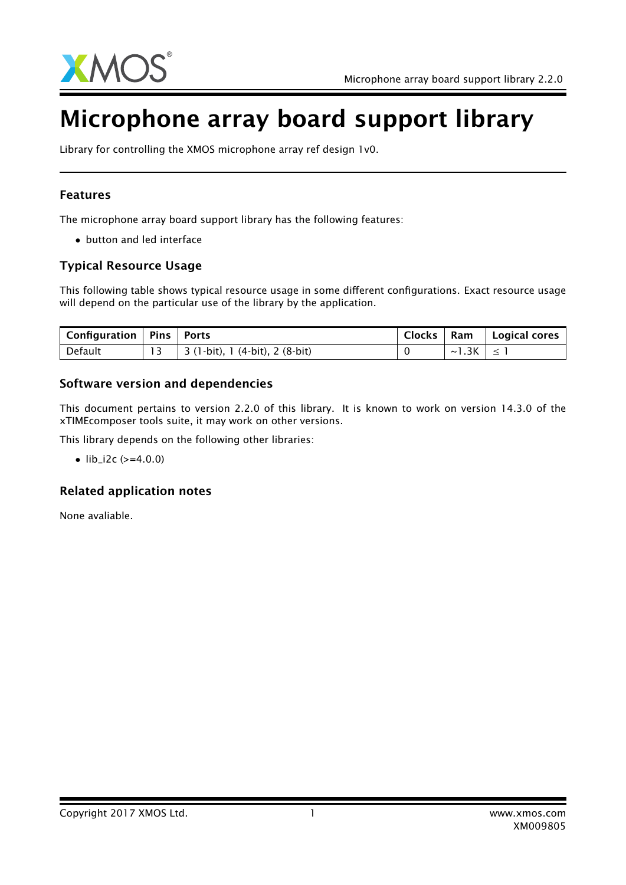# Microphone array board support library

Library for controlling the XMOS microphone array ref design 1v0.

## Features

The microphone array board support library has the following features:

- button and led interface

## Typical Resource Usage

This following table shows typical resource usage in some different configurations. Exact resource usage will depend on the particular use of the library by the application.

| Configuration | Pins | Ports | Clocks | Ram | Logical cores |
|---|---|---|---|---|---|
| Default | 13 | 3 (1-bit), 1 (4-bit), 2 (8-bit) | 0 | ~1.3K | ≤ 1 |

## Software version and dependencies

This document pertains to version 2.2.0 of this library. It is known to work on version 14.3.0 of the xTIMEcomposer tools suite, it may work on other versions.

This library depends on the following other libraries:

- lib_i2c (>=4.0.0)

## Related application notes

None avaliable.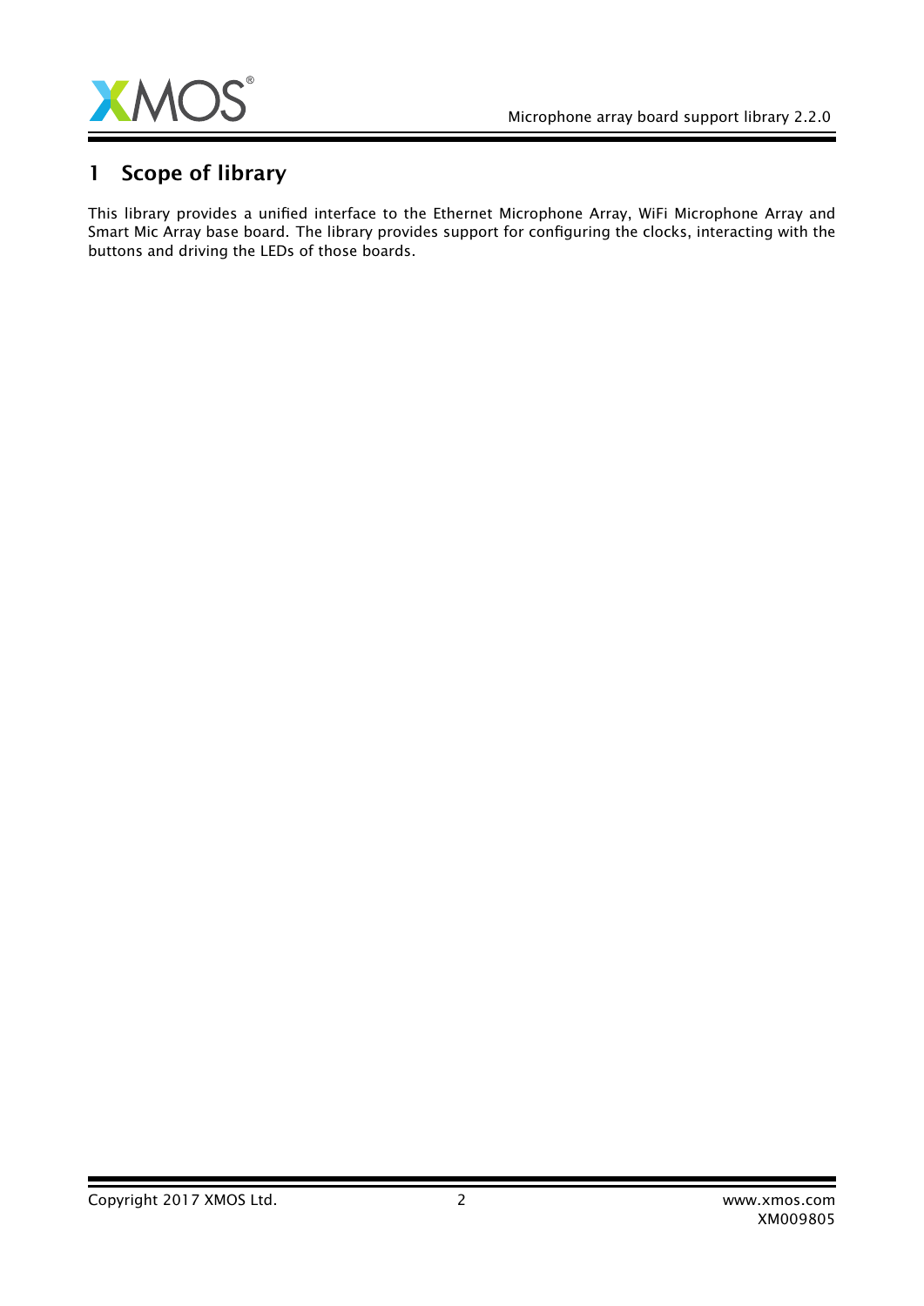# 1 Scope of library

This library provides a unified interface to the Ethernet Microphone Array, WiFi Microphone Array and Smart Mic Array base board. The library provides support for configuring the clocks, interacting with the buttons and driving the LEDs of those boards.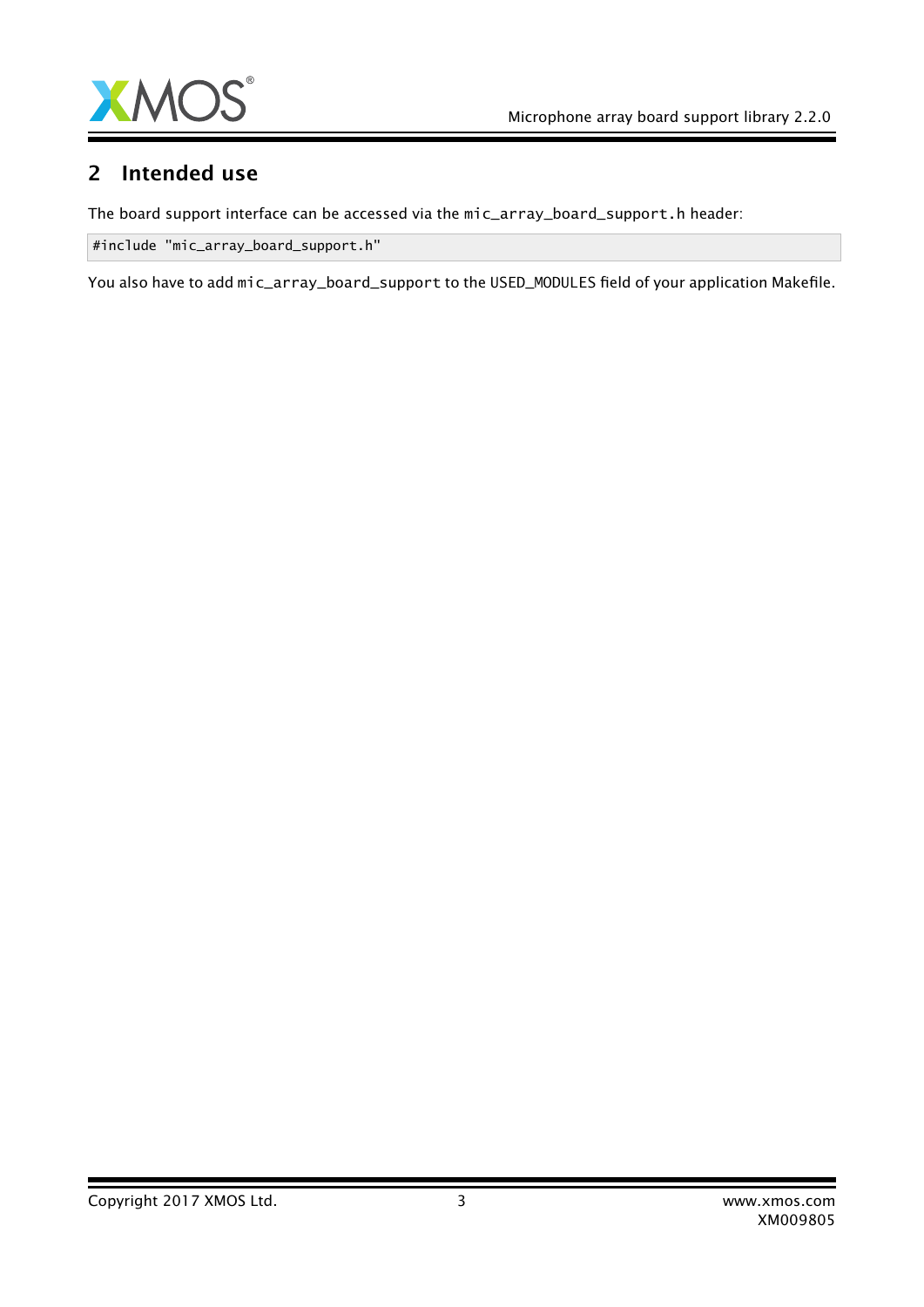## 2 Intended use

The board support interface can be accessed via the `mic_array_board_support.h` header:

```
#include "mic_array_board_support.h"
```

You also have to add `mic_array_board_support` to the USED_MODULES field of your application Makefile.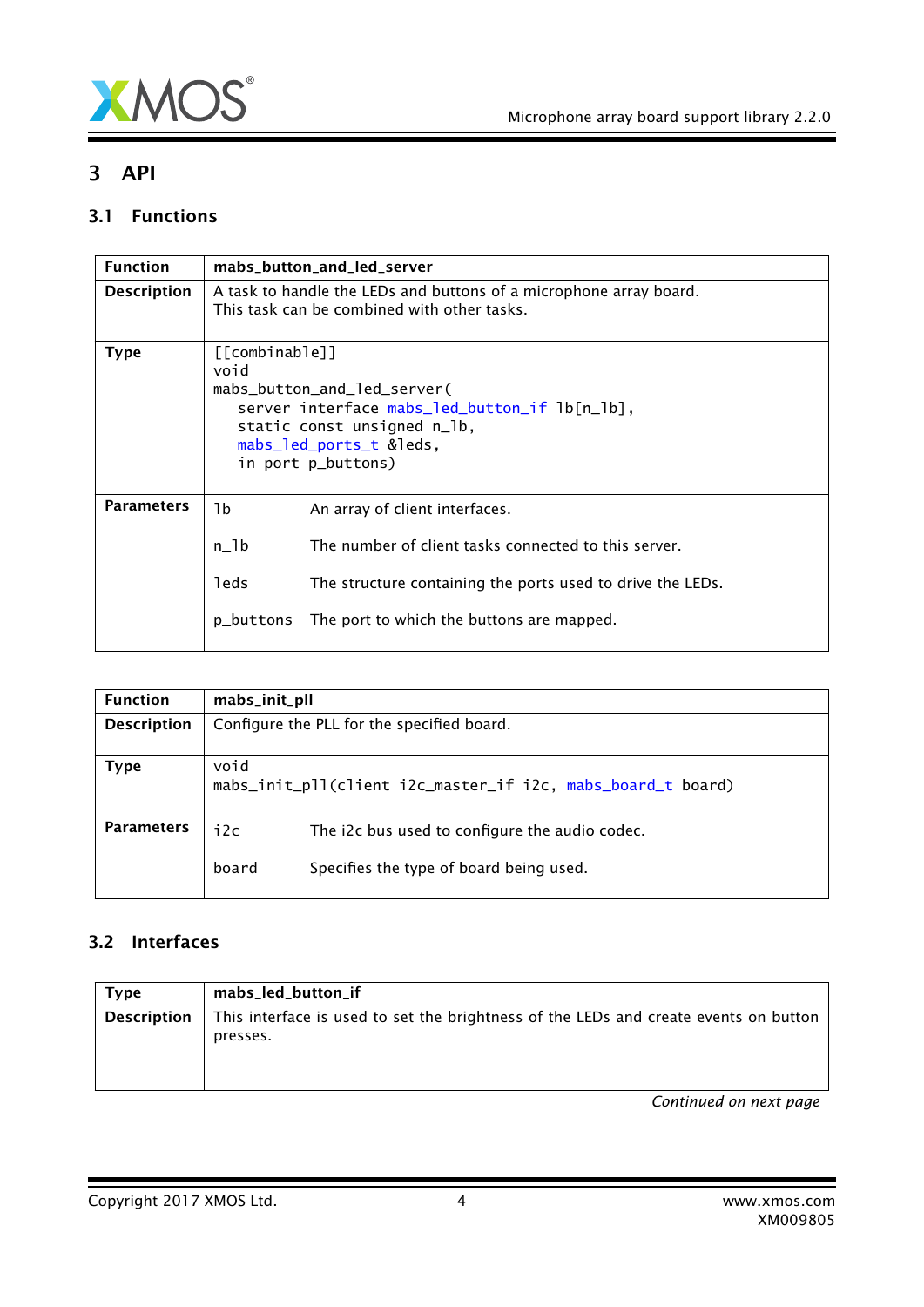# 3 API

## 3.1 Functions

| Function | mabs_button_and_led_server |
|---|---|
| **Description** | A task to handle the LEDs and buttons of a microphone array board.<br>This task can be combined with other tasks. |
| **Type** | `[[combinable]]`<br>`void`<br>`mabs_button_and_led_server(`<br>`server interface mabs_led_button_if lb[n_lb],`<br>`static const unsigned n_lb,`<br>`mabs_led_ports_t &leds,`<br>`in port p_buttons)` |
| **Parameters** | `lb` An array of client interfaces.<br><br>`n_lb` The number of client tasks connected to this server.<br><br>`leds` The structure containing the ports used to drive the LEDs.<br><br>`p_buttons` The port to which the buttons are mapped. |

| Function | mabs_init_pll |
|---|---|
| **Description** | Configure the PLL for the specified board. |
| **Type** | `void`<br>`mabs_init_pll(client i2c_master_if i2c, mabs_board_t board)` |
| **Parameters** | `i2c` The i2c bus used to configure the audio codec.<br><br>`board` Specifies the type of board being used. |

## 3.2 Interfaces

| Type | mabs_led_button_if |
|---|---|
| **Description** | This interface is used to set the brightness of the LEDs and create events on button presses. |
| | |

*Continued on next page*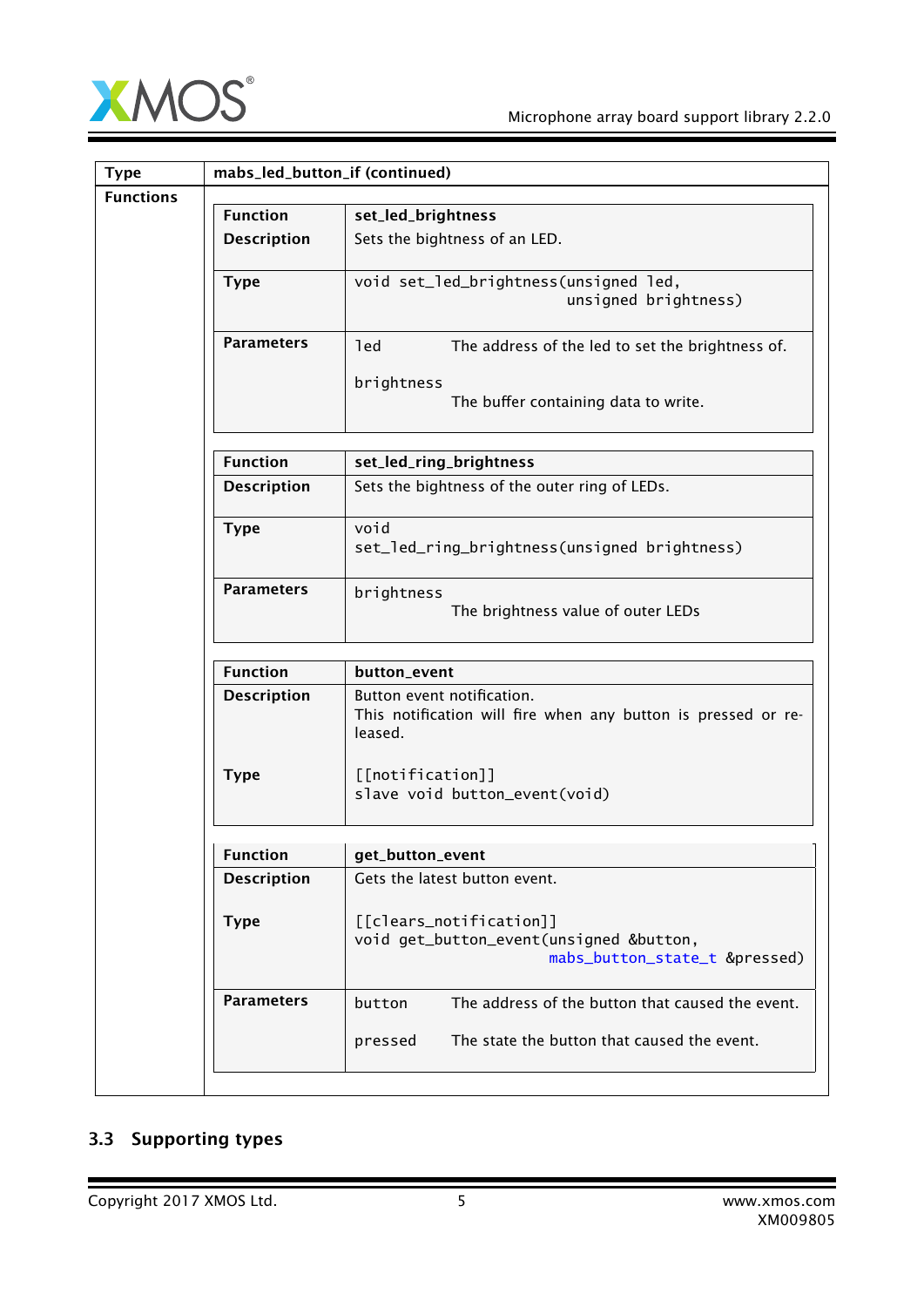| Type | mabs_led_button_if (continued) |
|---|---|
| Functions | |

| Function | set_led_brightness |
|---|---|
| Description | Sets the bightness of an LED. |
| Type | `void set_led_brightness(unsigned led, unsigned brightness)` |
| Parameters | `led` The address of the led to set the brightness of.<br>`brightness` The buffer containing data to write. |

| Function | set_led_ring_brightness |
|---|---|
| Description | Sets the bightness of the outer ring of LEDs. |
| Type | `void set_led_ring_brightness(unsigned brightness)` |
| Parameters | `brightness` The brightness value of outer LEDs |

| Function | button_event |
|---|---|
| Description | Button event notification.<br>This notification will fire when any button is pressed or released. |
| Type | `[[notification]] slave void button_event(void)` |

| Function | get_button_event |
|---|---|
| Description | Gets the latest button event. |
| Type | `[[clears_notification]] void get_button_event(unsigned &button, mabs_button_state_t &pressed)` |
| Parameters | `button` The address of the button that caused the event.<br>`pressed` The state the button that caused the event. |

## 3.3 Supporting types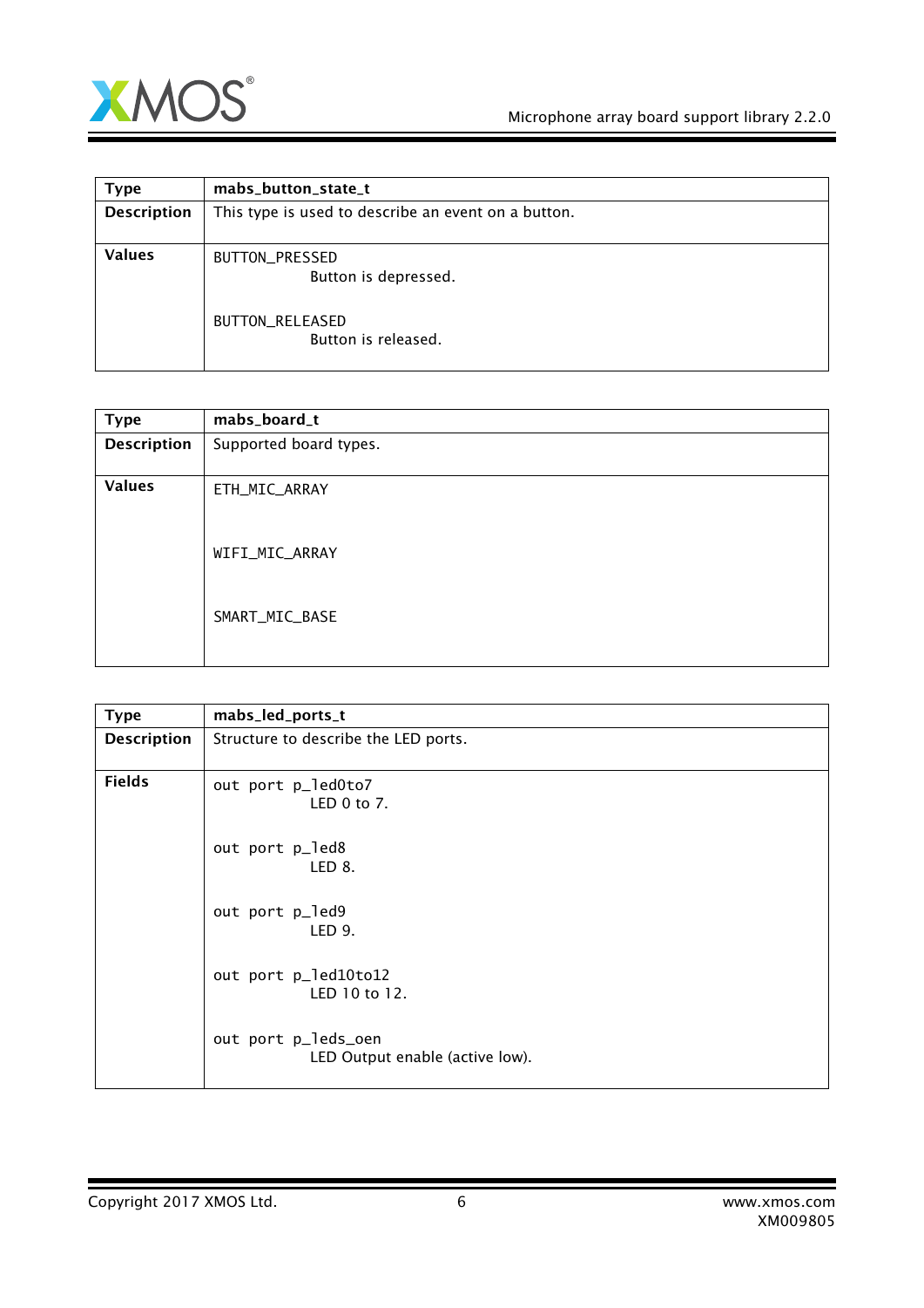| Type | mabs_button_state_t |
|---|---|
| Description | This type is used to describe an event on a button. |
| Values | `BUTTON_PRESSED`<br>Button is depressed.<br><br>`BUTTON_RELEASED`<br>Button is released. |

| Type | mabs_board_t |
|---|---|
| Description | Supported board types. |
| Values | `ETH_MIC_ARRAY`<br><br>`WIFI_MIC_ARRAY`<br><br>`SMART_MIC_BASE` |

| Type | mabs_led_ports_t |
|---|---|
| Description | Structure to describe the LED ports. |
| Fields | `out port p_led0to7`<br>LED 0 to 7.<br><br>`out port p_led8`<br>LED 8.<br><br>`out port p_led9`<br>LED 9.<br><br>`out port p_led10to12`<br>LED 10 to 12.<br><br>`out port p_leds_oen`<br>LED Output enable (active low). |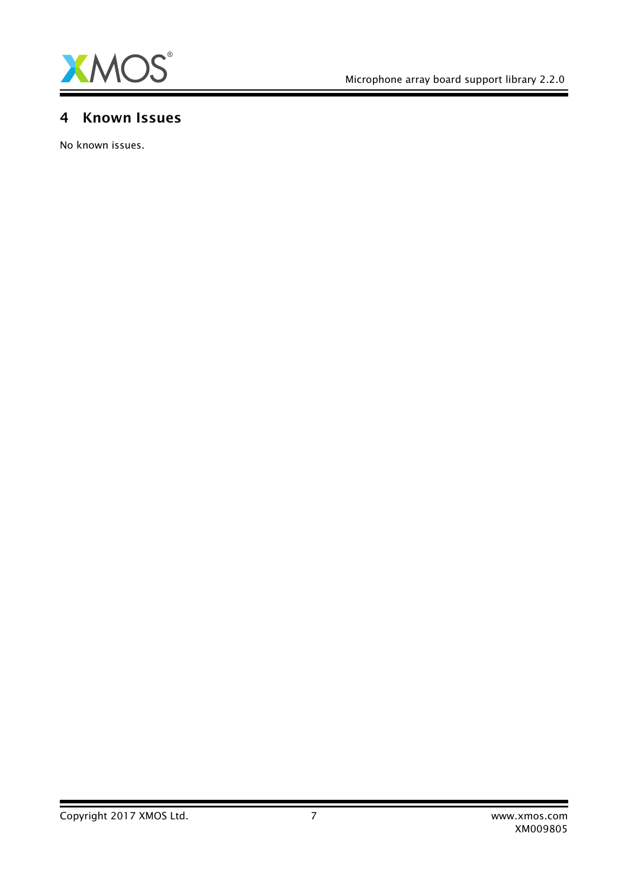## 4 Known Issues

No known issues.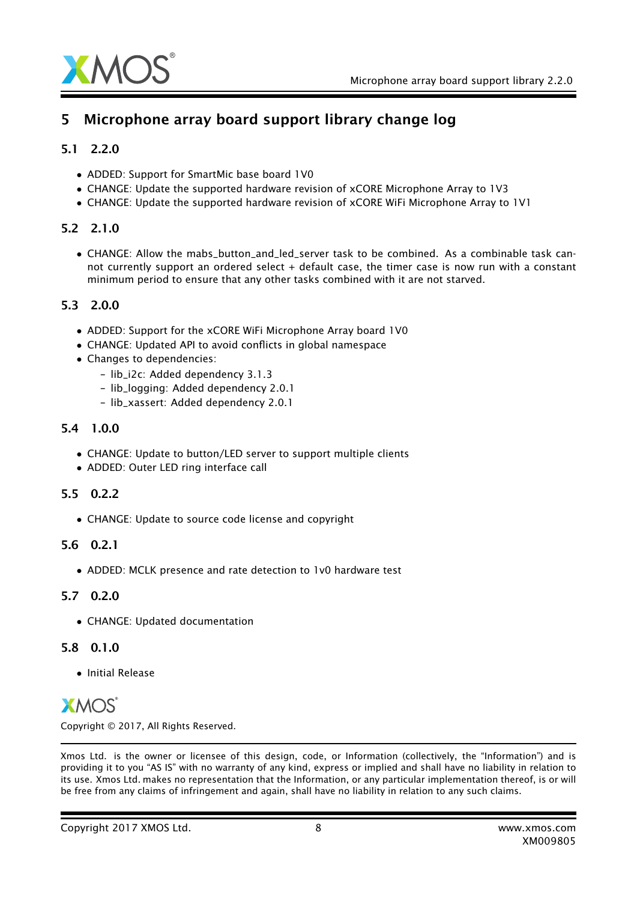# 5 Microphone array board support library change log

## 5.1 2.2.0

- ADDED: Support for SmartMic base board 1V0
- CHANGE: Update the supported hardware revision of xCORE Microphone Array to 1V3
- CHANGE: Update the supported hardware revision of xCORE WiFi Microphone Array to 1V1

## 5.2 2.1.0

- CHANGE: Allow the mabs_button_and_led_server task to be combined. As a combinable task cannot currently support an ordered select + default case, the timer case is now run with a constant minimum period to ensure that any other tasks combined with it are not starved.

## 5.3 2.0.0

- ADDED: Support for the xCORE WiFi Microphone Array board 1V0
- CHANGE: Updated API to avoid conflicts in global namespace
- Changes to dependencies:
  - lib_i2c: Added dependency 3.1.3
  - lib_logging: Added dependency 2.0.1
  - lib_xassert: Added dependency 2.0.1

## 5.4 1.0.0

- CHANGE: Update to button/LED server to support multiple clients
- ADDED: Outer LED ring interface call

## 5.5 0.2.2

- CHANGE: Update to source code license and copyright

## 5.6 0.2.1

- ADDED: MCLK presence and rate detection to 1v0 hardware test

## 5.7 0.2.0

- CHANGE: Updated documentation

## 5.8 0.1.0

- Initial Release

XMOS

Copyright © 2017, All Rights Reserved.

Xmos Ltd. is the owner or licensee of this design, code, or Information (collectively, the "Information") and is providing it to you "AS IS" with no warranty of any kind, express or implied and shall have no liability in relation to its use. Xmos Ltd. makes no representation that the Information, or any particular implementation thereof, is or will be free from any claims of infringement and again, shall have no liability in relation to any such claims.